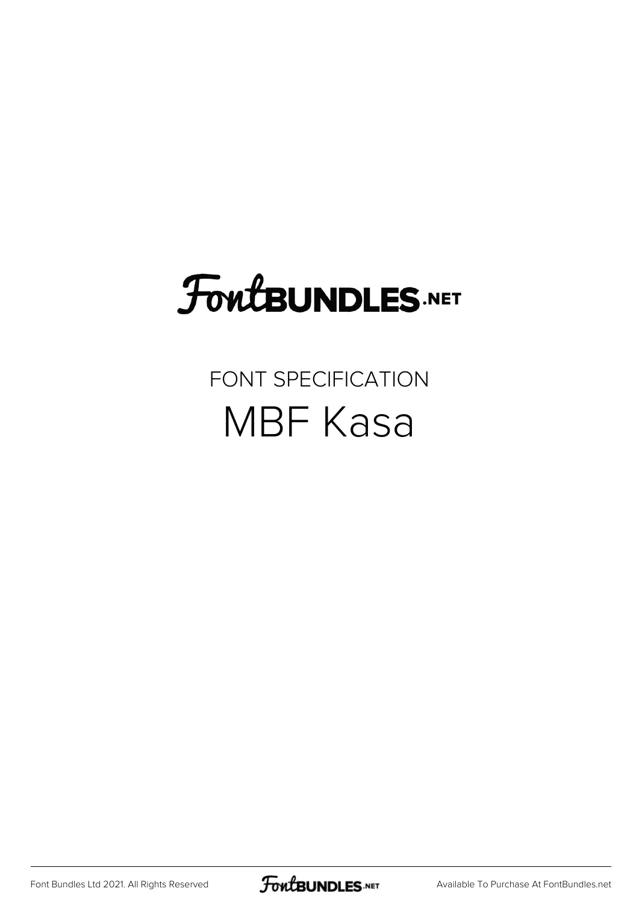# FontBUNDLES.NET

## FONT SPECIFICATION

# MBF Kasa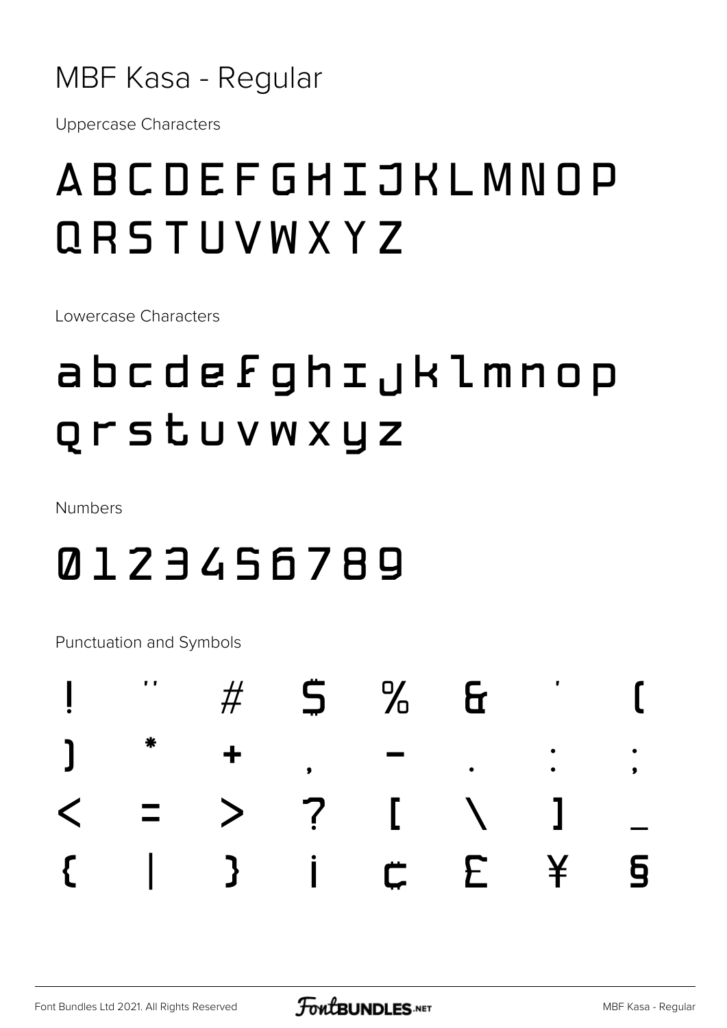# MBF Kasa - Regular

Uppercase Characters

## ABCDEFGHIJKLMNOP QRSTUVWXYZ

Lowercase Characters

## abcdefghijklmnop qrstuvwxyz

Numbers

## 0123456789

Punctuation and Symbols

| | | | | | | | |
|---|---|---|---|---|---|---|---|
| ! | " | # | $ | % | & | ' | ( |
| ) | * | + | , | - | . | : | ; |
| < | = | > | ? | [ | \ | ] | _ |
| { | \| | } | ¡ | ¢ | £ | ¥ | § |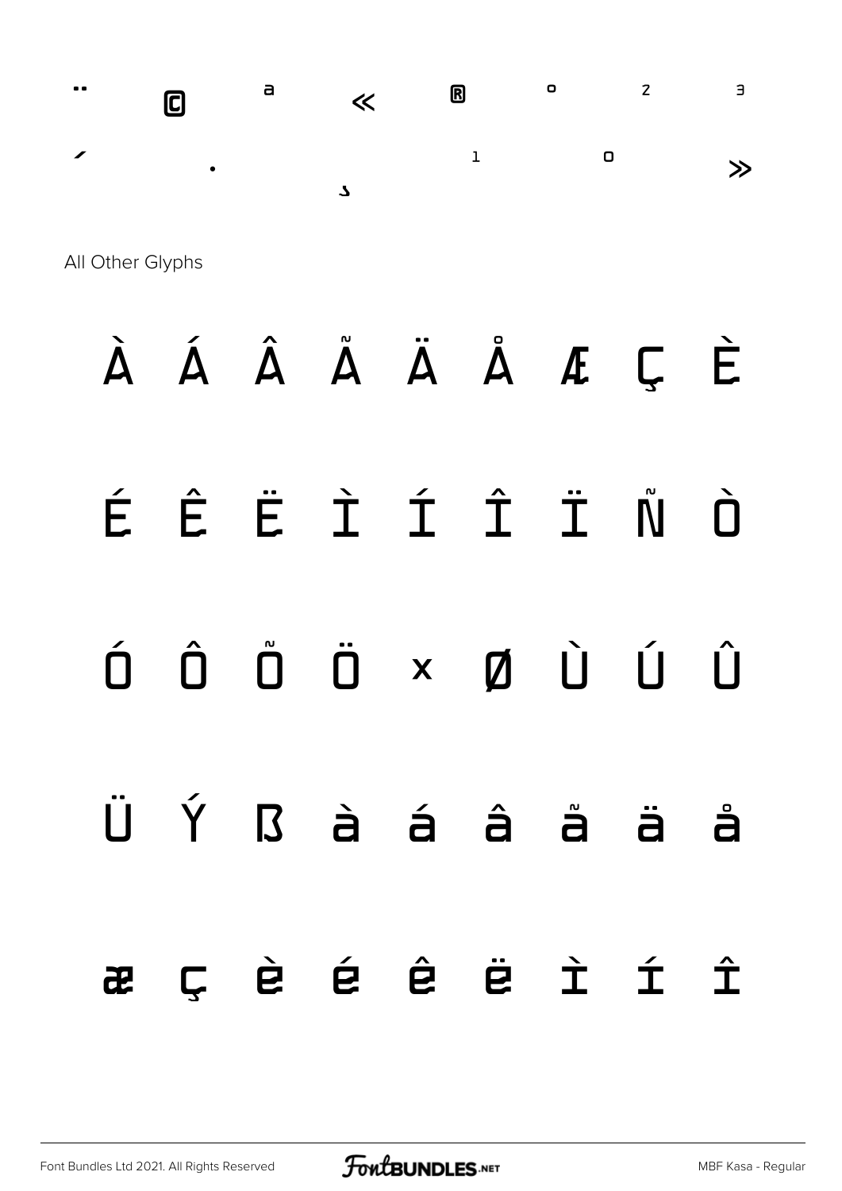¨ © ª « ® ° ² ³

´ · ¸ ¹ º »

All Other Glyphs

À Á Â Ã Ä Å Æ Ç È

É Ê Ë Ì Í Î Ï Ñ Ò

Ó Ô Õ Ö × Ø Ù Ú Û

Ü Ý ß à á â ã ä å

æ ç è é ê ë ì í î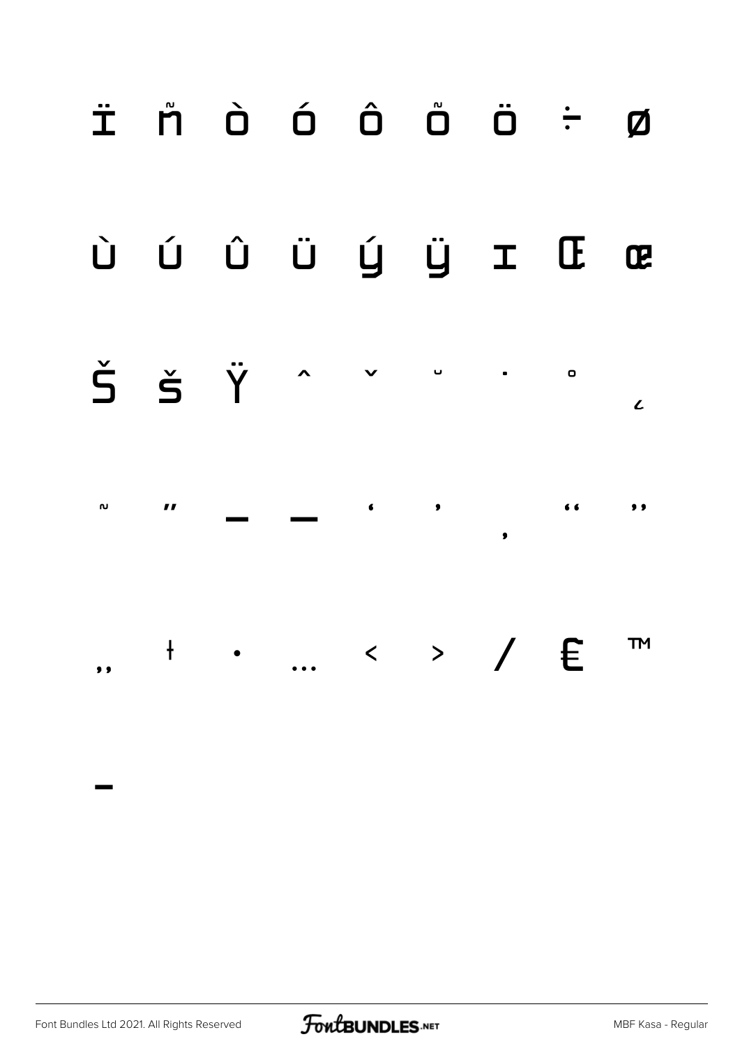Ï Ñ Ò Ó Ô Õ Ö ÷ Ø

Ù Ú Û Ü Ý ÿ ı Œ œ

Š š Ÿ ˆ ˇ ˘ ˙ ˚ ˛

˜ ˝ – — ‘ ’ ‚ “ ”

„ † • … ‹ › ⁄ € ™

−